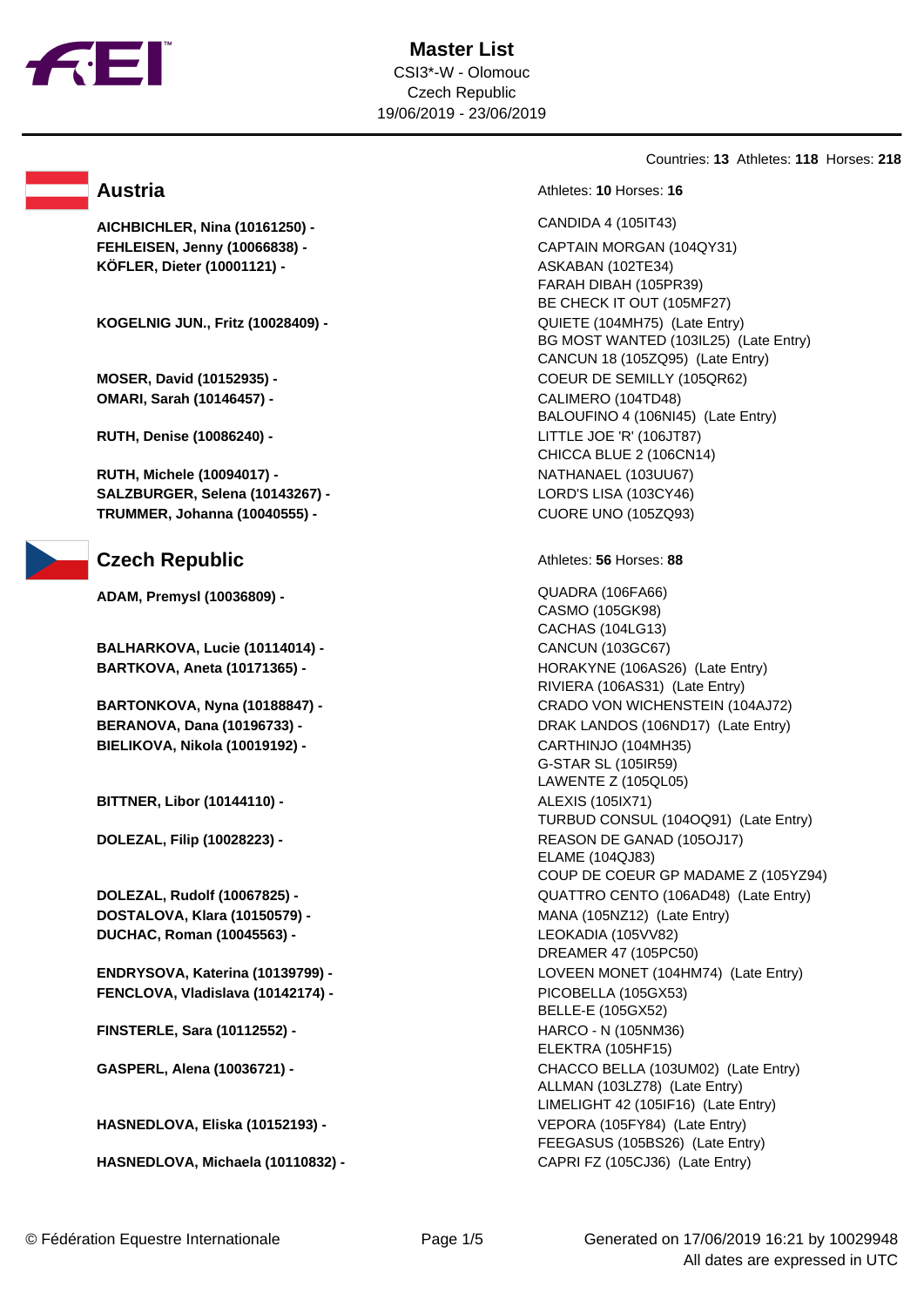# Master List

CSI3*-W - Olomouc
Czech Republic
19/06/2019 - 23/06/2019

Countries: **13** Athletes: **118** Horses: **218**

## Austria

Athletes: **10** Horses: **16**

| Athlete | Horses |
|---|---|
| **AICHBICHLER, Nina (10161250) -** | CANDIDA 4 (105IT43) |
| **FEHLEISEN, Jenny (10066838) -** | CAPTAIN MORGAN (104QY31) |
| **KÖFLER, Dieter (10001121) -** | ASKABAN (102TE34)<br>FARAH DIBAH (105PR39)<br>BE CHECK IT OUT (105MF27) |
| **KOGELNIG JUN., Fritz (10028409) -** | QUIETE (104MH75) (Late Entry)<br>BG MOST WANTED (103IL25) (Late Entry)<br>CANCUN 18 (105ZQ95) (Late Entry) |
| **MOSER, David (10152935) -** | COEUR DE SEMILLY (105QR62) |
| **OMARI, Sarah (10146457) -** | CALIMERO (104TD48)<br>BALOUFINO 4 (106NI45) (Late Entry) |
| **RUTH, Denise (10086240) -** | LITTLE JOE 'R' (106JT87)<br>CHICCA BLUE 2 (106CN14) |
| **RUTH, Michele (10094017) -** | NATHANAEL (103UU67) |
| **SALZBURGER, Selena (10143267) -** | LORD'S LISA (103CY46) |
| **TRUMMER, Johanna (10040555) -** | CUORE UNO (105ZQ93) |

## Czech Republic

Athletes: **56** Horses: **88**

| Athlete | Horses |
|---|---|
| **ADAM, Premysl (10036809) -** | QUADRA (106FA66)<br>CASMO (105GK98)<br>CACHAS (104LG13) |
| **BALHARKOVA, Lucie (10114014) -** | CANCUN (103GC67) |
| **BARTKOVA, Aneta (10171365) -** | HORAKYNE (106AS26) (Late Entry)<br>RIVIERA (106AS31) (Late Entry) |
| **BARTONKOVA, Nyna (10188847) -** | CRADO VON WICHENSTEIN (104AJ72) |
| **BERANOVA, Dana (10196733) -** | DRAK LANDOS (106ND17) (Late Entry) |
| **BIELIKOVA, Nikola (10019192) -** | CARTHINJO (104MH35)<br>G-STAR SL (105IR59)<br>LAWENTE Z (105QL05) |
| **BITTNER, Libor (10144110) -** | ALEXIS (105IX71)<br>TURBUD CONSUL (104OQ91) (Late Entry) |
| **DOLEZAL, Filip (10028223) -** | REASON DE GANAD (105OJ17)<br>ELAME (104QJ83)<br>COUP DE COEUR GP MADAME Z (105YZ94) |
| **DOLEZAL, Rudolf (10067825) -** | QUATTRO CENTO (106AD48) (Late Entry) |
| **DOSTALOVA, Klara (10150579) -** | MANA (105NZ12) (Late Entry) |
| **DUCHAC, Roman (10045563) -** | LEOKADIA (105VV82)<br>DREAMER 47 (105PC50) |
| **ENDRYSOVA, Katerina (10139799) -** | LOVEEN MONET (104HM74) (Late Entry) |
| **FENCLOVA, Vladislava (10142174) -** | PICOBELLA (105GX53)<br>BELLE-E (105GX52) |
| **FINSTERLE, Sara (10112552) -** | HARCO - N (105NM36)<br>ELEKTRA (105HF15) |
| **GASPERL, Alena (10036721) -** | CHACCO BELLA (103UM02) (Late Entry)<br>ALLMAN (103LZ78) (Late Entry)<br>LIMELIGHT 42 (105IF16) (Late Entry) |
| **HASNEDLOVA, Eliska (10152193) -** | VEPORA (105FY84) (Late Entry)<br>FEEGASUS (105BS26) (Late Entry) |
| **HASNEDLOVA, Michaela (10110832) -** | CAPRI FZ (105CJ36) (Late Entry) |

© Fédération Equestre Internationale

Generated on 17/06/2019 16:21 by 10029948
All dates are expressed in UTC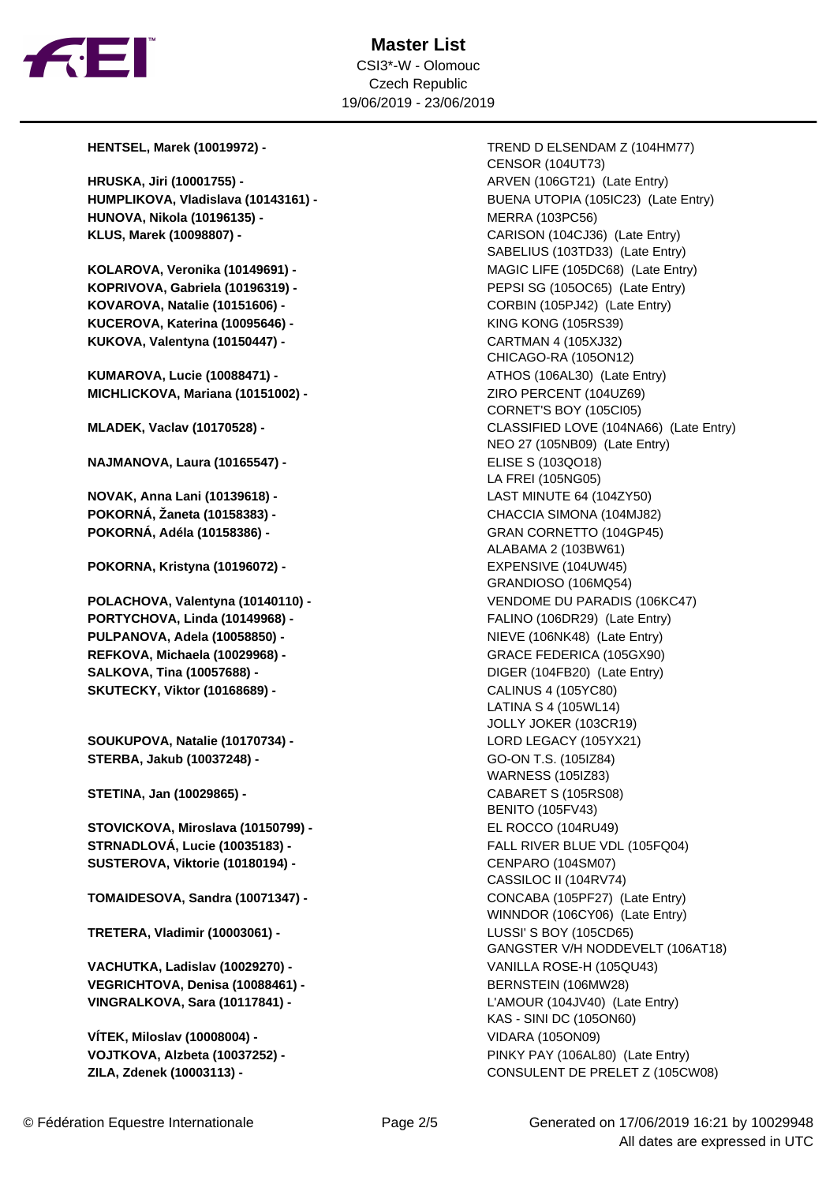# Master List

CSI3*-W - Olomouc
Czech Republic
19/06/2019 - 23/06/2019

| Rider | Horse |
|---|---|
| **HENTSEL, Marek (10019972) -** | TREND D ELSENDAM Z (104HM77) |
| | CENSOR (104UT73) |
| **HRUSKA, Jiri (10001755) -** | ARVEN (106GT21) (Late Entry) |
| **HUMPLIKOVA, Vladislava (10143161) -** | BUENA UTOPIA (105IC23) (Late Entry) |
| **HUNOVA, Nikola (10196135) -** | MERRA (103PC56) |
| **KLUS, Marek (10098807) -** | CARISON (104CJ36) (Late Entry) |
| | SABELIUS (103TD33) (Late Entry) |
| **KOLAROVA, Veronika (10149691) -** | MAGIC LIFE (105DC68) (Late Entry) |
| **KOPRIVOVA, Gabriela (10196319) -** | PEPSI SG (105OC65) (Late Entry) |
| **KOVAROVA, Natalie (10151606) -** | CORBIN (105PJ42) (Late Entry) |
| **KUCEROVA, Katerina (10095646) -** | KING KONG (105RS39) |
| **KUKOVA, Valentyna (10150447) -** | CARTMAN 4 (105XJ32) |
| | CHICAGO-RA (105ON12) |
| **KUMAROVA, Lucie (10088471) -** | ATHOS (106AL30) (Late Entry) |
| **MICHLICKOVA, Mariana (10151002) -** | ZIRO PERCENT (104UZ69) |
| | CORNET'S BOY (105CI05) |
| **MLADEK, Vaclav (10170528) -** | CLASSIFIED LOVE (104NA66) (Late Entry) |
| | NEO 27 (105NB09) (Late Entry) |
| **NAJMANOVA, Laura (10165547) -** | ELISE S (103QO18) |
| | LA FREI (105NG05) |
| **NOVAK, Anna Lani (10139618) -** | LAST MINUTE 64 (104ZY50) |
| **POKORNÁ, Žaneta (10158383) -** | CHACCIA SIMONA (104MJ82) |
| **POKORNÁ, Adéla (10158386) -** | GRAN CORNETTO (104GP45) |
| | ALABAMA 2 (103BW61) |
| **POKORNA, Kristyna (10196072) -** | EXPENSIVE (104UW45) |
| | GRANDIOSO (106MQ54) |
| **POLACHOVA, Valentyna (10140110) -** | VENDOME DU PARADIS (106KC47) |
| **PORTYCHOVA, Linda (10149968) -** | FALINO (106DR29) (Late Entry) |
| **PULPANOVA, Adela (10058850) -** | NIEVE (106NK48) (Late Entry) |
| **REFKOVA, Michaela (10029968) -** | GRACE FEDERICA (105GX90) |
| **SALKOVA, Tina (10057688) -** | DIGER (104FB20) (Late Entry) |
| **SKUTECKY, Viktor (10168689) -** | CALINUS 4 (105YC80) |
| | LATINA S 4 (105WL14) |
| | JOLLY JOKER (103CR19) |
| **SOUKUPOVA, Natalie (10170734) -** | LORD LEGACY (105YX21) |
| **STERBA, Jakub (10037248) -** | GO-ON T.S. (105IZ84) |
| | WARNESS (105IZ83) |
| **STETINA, Jan (10029865) -** | CABARET S (105RS08) |
| | BENITO (105FV43) |
| **STOVICKOVA, Miroslava (10150799) -** | EL ROCCO (104RU49) |
| **STRNADLOVÁ, Lucie (10035183) -** | FALL RIVER BLUE VDL (105FQ04) |
| **SUSTEROVA, Viktorie (10180194) -** | CENPARO (104SM07) |
| | CASSILOC II (104RV74) |
| **TOMAIDESOVA, Sandra (10071347) -** | CONCABA (105PF27) (Late Entry) |
| | WINNDOR (106CY06) (Late Entry) |
| **TRETERA, Vladimir (10003061) -** | LUSSI' S BOY (105CD65) |
| | GANGSTER V/H NODDEVELT (106AT18) |
| **VACHUTKA, Ladislav (10029270) -** | VANILLA ROSE-H (105QU43) |
| **VEGRICHTOVA, Denisa (10088461) -** | BERNSTEIN (106MW28) |
| **VINGRALKOVA, Sara (10117841) -** | L'AMOUR (104JV40) (Late Entry) |
| | KAS - SINI DC (105ON60) |
| **VÍTEK, Miloslav (10008004) -** | VIDARA (105ON09) |
| **VOJTKOVA, Alzbeta (10037252) -** | PINKY PAY (106AL80) (Late Entry) |
| **ZILA, Zdenek (10003113) -** | CONSULENT DE PRELET Z (105CW08) |

© Fédération Equestre Internationale

Generated on 17/06/2019 16:21 by 10029948
All dates are expressed in UTC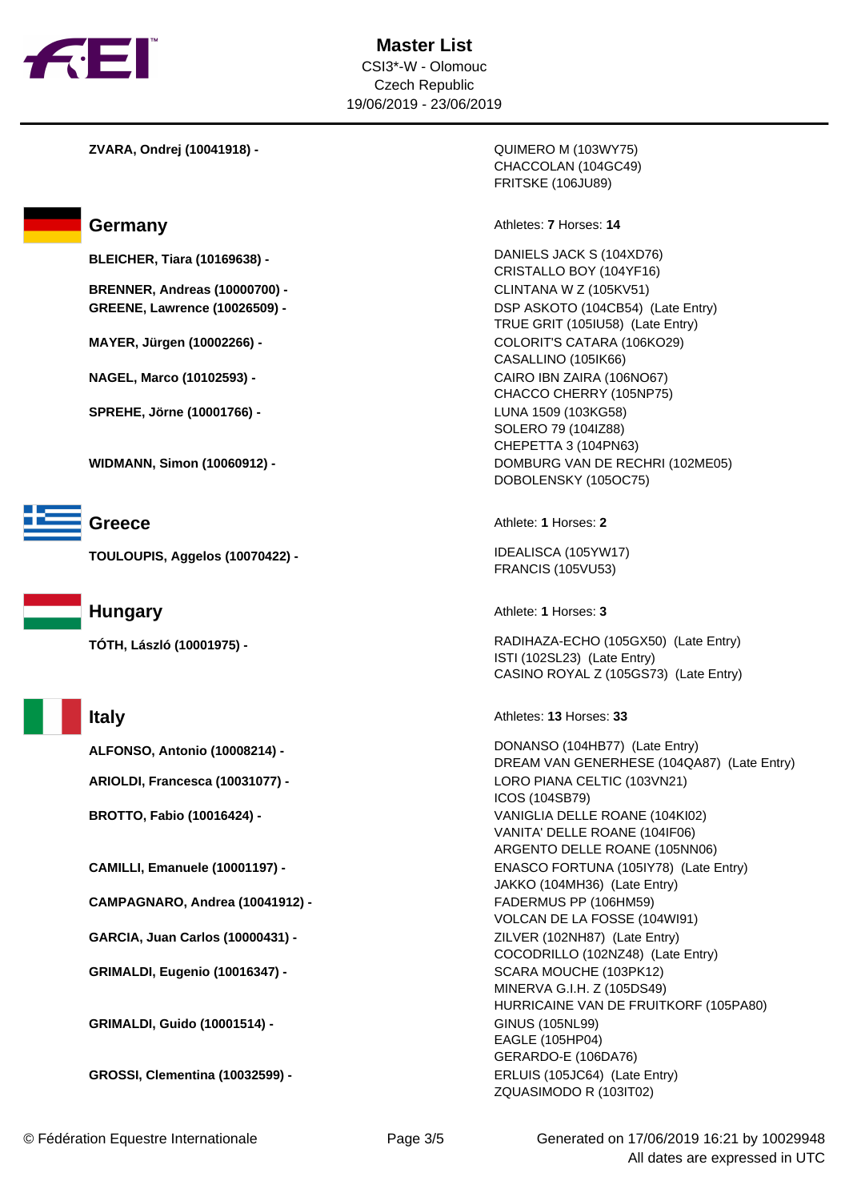**ZVARA, Ondrej (10041918) -**
QUIMERO M (103WY75)
CHACCOLAN (104GC49)
FRITSKE (106JU89)

## Germany

Athletes: **7** Horses: **14**

**BLEICHER, Tiara (10169638) -**
DANIELS JACK S (104XD76)
CRISTALLO BOY (104YF16)

**BRENNER, Andreas (10000700) -**
CLINTANA W Z (105KV51)

**GREENE, Lawrence (10026509) -**
DSP ASKOTO (104CB54) (Late Entry)
TRUE GRIT (105IU58) (Late Entry)

**MAYER, Jürgen (10002266) -**
COLORIT'S CATARA (106KO29)
CASALLINO (105IK66)

**NAGEL, Marco (10102593) -**
CAIRO IBN ZAIRA (106NO67)
CHACCO CHERRY (105NP75)

**SPREHE, Jörne (10001766) -**
LUNA 1509 (103KG58)
SOLERO 79 (104IZ88)
CHEPETTA 3 (104PN63)

**WIDMANN, Simon (10060912) -**
DOMBURG VAN DE RECHRI (102ME05)
DOBOLENSKY (105OC75)

## Greece

Athlete: **1** Horses: **2**

**TOULOUPIS, Aggelos (10070422) -**
IDEALISCA (105YW17)
FRANCIS (105VU53)

## Hungary

Athlete: **1** Horses: **3**

**TÓTH, László (10001975) -**
RADIHAZA-ECHO (105GX50) (Late Entry)
ISTI (102SL23) (Late Entry)
CASINO ROYAL Z (105GS73) (Late Entry)

## Italy

Athletes: **13** Horses: **33**

**ALFONSO, Antonio (10008214) -**
DONANSO (104HB77) (Late Entry)
DREAM VAN GENERHESE (104QA87) (Late Entry)

**ARIOLDI, Francesca (10031077) -**
LORO PIANA CELTIC (103VN21)
ICOS (104SB79)

**BROTTO, Fabio (10016424) -**
VANIGLIA DELLE ROANE (104KI02)
VANITA' DELLE ROANE (104IF06)
ARGENTO DELLE ROANE (105NN06)

**CAMILLI, Emanuele (10001197) -**
ENASCO FORTUNA (105IY78) (Late Entry)
JAKKO (104MH36) (Late Entry)

**CAMPAGNARO, Andrea (10041912) -**
FADERMUS PP (106HM59)
VOLCAN DE LA FOSSE (104WI91)

**GARCIA, Juan Carlos (10000431) -**
ZILVER (102NH87) (Late Entry)
COCODRILLO (102NZ48) (Late Entry)

**GRIMALDI, Eugenio (10016347) -**
SCARA MOUCHE (103PK12)
MINERVA G.I.H. Z (105DS49)
HURRICAINE VAN DE FRUITKORF (105PA80)

**GRIMALDI, Guido (10001514) -**
GINUS (105NL99)
EAGLE (105HP04)
GERARDO-E (106DA76)

**GROSSI, Clementina (10032599) -**
ERLUIS (105JC64) (Late Entry)
ZQUASIMODO R (103IT02)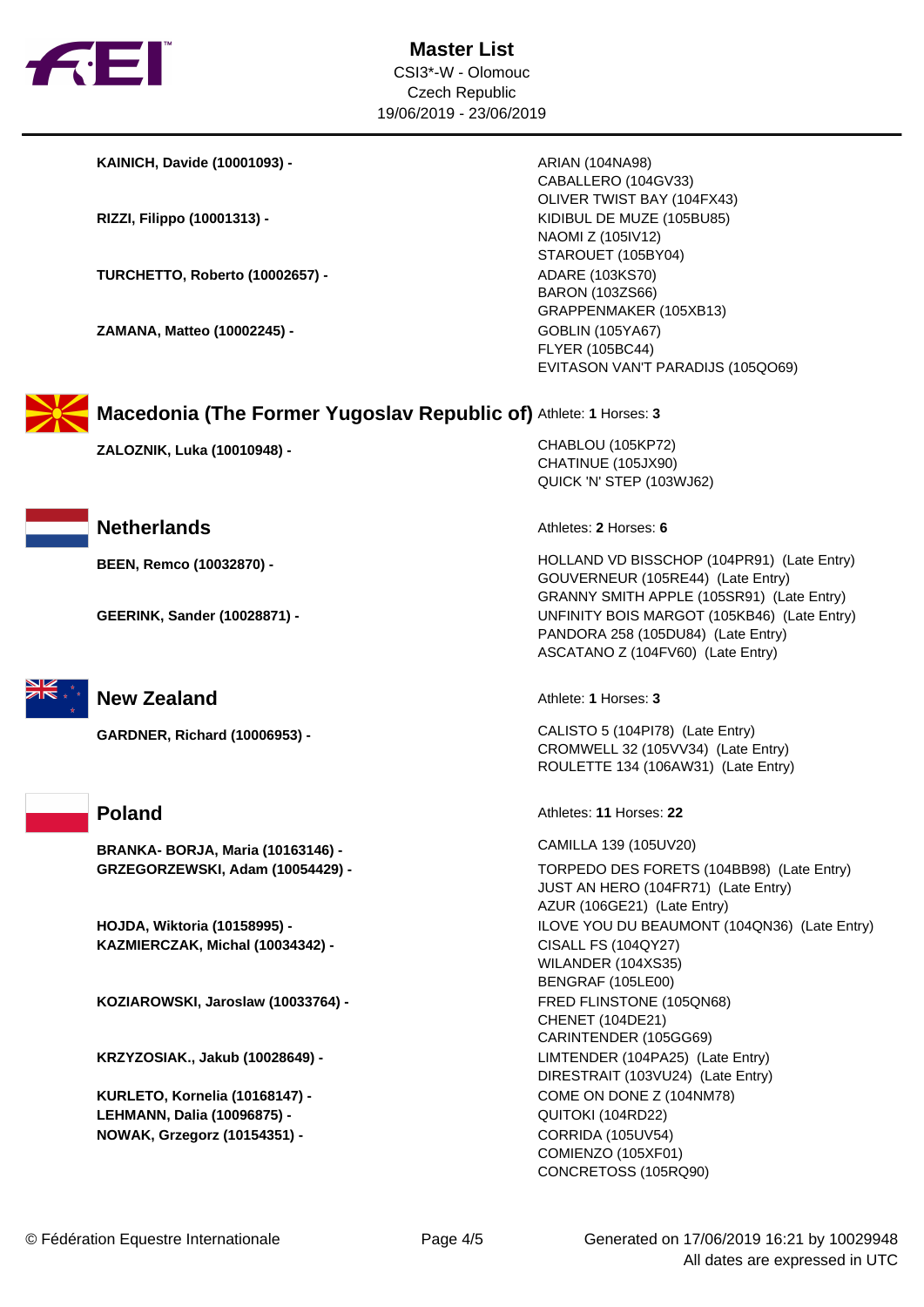# Master List

CSI3*-W - Olomouc
Czech Republic
19/06/2019 - 23/06/2019

**KAINICH, Davide (10001093) -**
ARIAN (104NA98)
CABALLERO (104GV33)
OLIVER TWIST BAY (104FX43)

**RIZZI, Filippo (10001313) -**
KIDIBUL DE MUZE (105BU85)
NAOMI Z (105IV12)
STAROUET (105BY04)

**TURCHETTO, Roberto (10002657) -**
ADARE (103KS70)
BARON (103ZS66)
GRAPPENMAKER (105XB13)

**ZAMANA, Matteo (10002245) -**
GOBLIN (105YA67)
FLYER (105BC44)
EVITASON VAN'T PARADIJS (105QO69)

## Macedonia (The Former Yugoslav Republic of)

Athlete: **1** Horses: **3**

**ZALOZNIK, Luka (10010948) -**
CHABLOU (105KP72)
CHATINUE (105JX90)
QUICK 'N' STEP (103WJ62)

## Netherlands

Athletes: **2** Horses: **6**

**BEEN, Remco (10032870) -**
HOLLAND VD BISSCHOP (104PR91) (Late Entry)
GOUVERNEUR (105RE44) (Late Entry)
GRANNY SMITH APPLE (105SR91) (Late Entry)

**GEERINK, Sander (10028871) -**
UNFINITY BOIS MARGOT (105KB46) (Late Entry)
PANDORA 258 (105DU84) (Late Entry)
ASCATANO Z (104FV60) (Late Entry)

## New Zealand

Athlete: **1** Horses: **3**

**GARDNER, Richard (10006953) -**
CALISTO 5 (104PI78) (Late Entry)
CROMWELL 32 (105VV34) (Late Entry)
ROULETTE 134 (106AW31) (Late Entry)

## Poland

Athletes: **11** Horses: **22**

**BRANKA- BORJA, Maria (10163146) -**
CAMILLA 139 (105UV20)

**GRZEGORZEWSKI, Adam (10054429) -**
TORPEDO DES FORETS (104BB98) (Late Entry)
JUST AN HERO (104FR71) (Late Entry)
AZUR (106GE21) (Late Entry)

**HOJDA, Wiktoria (10158995) -**
ILOVE YOU DU BEAUMONT (104QN36) (Late Entry)

**KAZMIERCZAK, Michal (10034342) -**
CISALL FS (104QY27)
WILANDER (104XS35)
BENGRAF (105LE00)

**KOZIAROWSKI, Jaroslaw (10033764) -**
FRED FLINSTONE (105QN68)
CHENET (104DE21)
CARINTENDER (105GG69)

**KRZYZOSIAK., Jakub (10028649) -**
LIMTENDER (104PA25) (Late Entry)
DIRESTRAIT (103VU24) (Late Entry)

**KURLETO, Kornelia (10168147) -**
COME ON DONE Z (104NM78)

**LEHMANN, Dalia (10096875) -**
QUITOKI (104RD22)

**NOWAK, Grzegorz (10154351) -**
CORRIDA (105UV54)
COMIENZO (105XF01)
CONCRETOSS (105RQ90)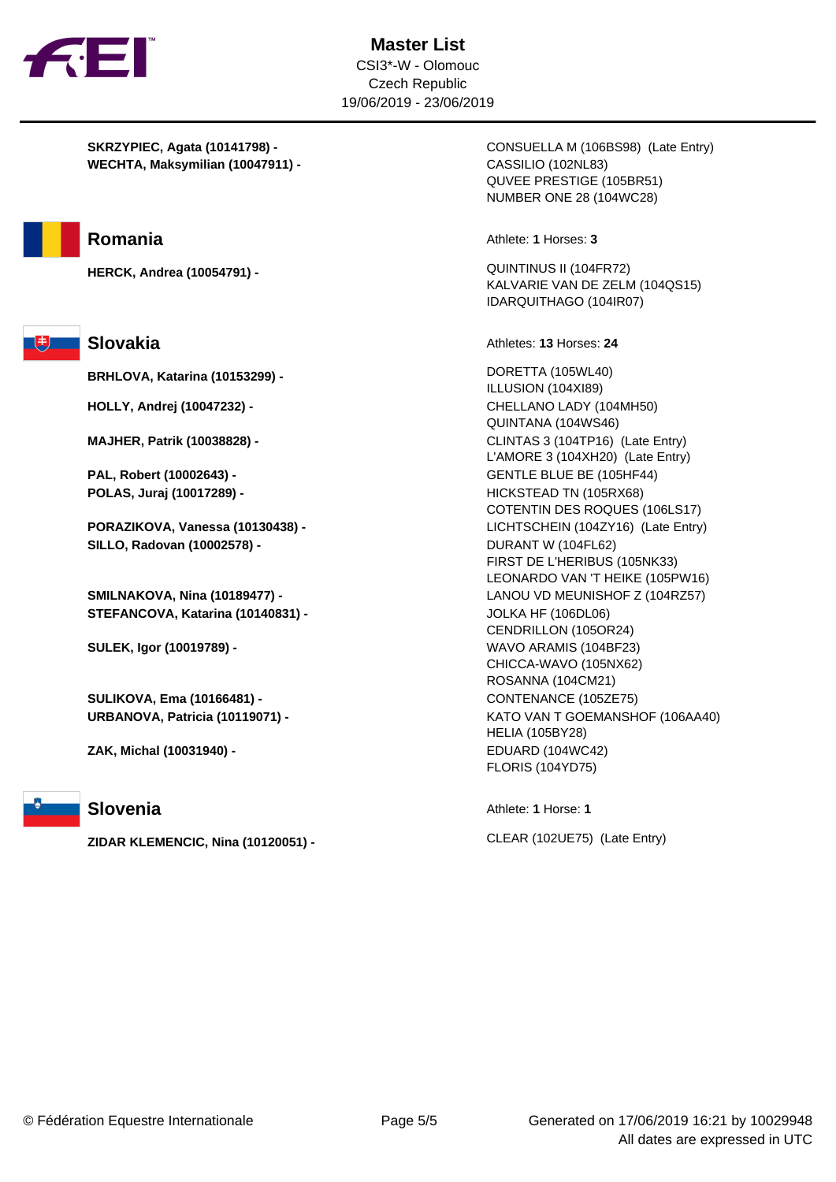# Master List

CSI3*-W - Olomouc
Czech Republic
19/06/2019 - 23/06/2019

| | |
|---|---|
| **SKRZYPIEC, Agata (10141798) -** | CONSUELLA M (106BS98) (Late Entry) |
| **WECHTA, Maksymilian (10047911) -** | CASSILIO (102NL83) |
| | QUVEE PRESTIGE (105BR51) |
| | NUMBER ONE 28 (104WC28) |

## Romania

Athlete: **1** Horses: **3**

| | |
|---|---|
| **HERCK, Andrea (10054791) -** | QUINTINUS II (104FR72) |
| | KALVARIE VAN DE ZELM (104QS15) |
| | IDARQUITHAGO (104IR07) |

## Slovakia

Athletes: **13** Horses: **24**

| | |
|---|---|
| **BRHLOVA, Katarina (10153299) -** | DORETTA (105WL40) |
| | ILLUSION (104XI89) |
| **HOLLY, Andrej (10047232) -** | CHELLANO LADY (104MH50) |
| | QUINTANA (104WS46) |
| **MAJHER, Patrik (10038828) -** | CLINTAS 3 (104TP16) (Late Entry) |
| | L'AMORE 3 (104XH20) (Late Entry) |
| **PAL, Robert (10002643) -** | GENTLE BLUE BE (105HF44) |
| **POLAS, Juraj (10017289) -** | HICKSTEAD TN (105RX68) |
| | COTENTIN DES ROQUES (106LS17) |
| **PORAZIKOVA, Vanessa (10130438) -** | LICHTSCHEIN (104ZY16) (Late Entry) |
| **SILLO, Radovan (10002578) -** | DURANT W (104FL62) |
| | FIRST DE L'HERIBUS (105NK33) |
| | LEONARDO VAN 'T HEIKE (105PW16) |
| **SMILNAKOVA, Nina (10189477) -** | LANOU VD MEUNISHOF Z (104RZ57) |
| **STEFANCOVA, Katarina (10140831) -** | JOLKA HF (106DL06) |
| | CENDRILLON (105OR24) |
| **SULEK, Igor (10019789) -** | WAVO ARAMIS (104BF23) |
| | CHICCA-WAVO (105NX62) |
| | ROSANNA (104CM21) |
| **SULIKOVA, Ema (10166481) -** | CONTENANCE (105ZE75) |
| **URBANOVA, Patricia (10119071) -** | KATO VAN T GOEMANSHOF (106AA40) |
| | HELIA (105BY28) |
| **ZAK, Michal (10031940) -** | EDUARD (104WC42) |
| | FLORIS (104YD75) |

## Slovenia

Athlete: **1** Horse: **1**

| | |
|---|---|
| **ZIDAR KLEMENCIC, Nina (10120051) -** | CLEAR (102UE75) (Late Entry) |

© Fédération Equestre Internationale

Generated on 17/06/2019 16:21 by 10029948
All dates are expressed in UTC